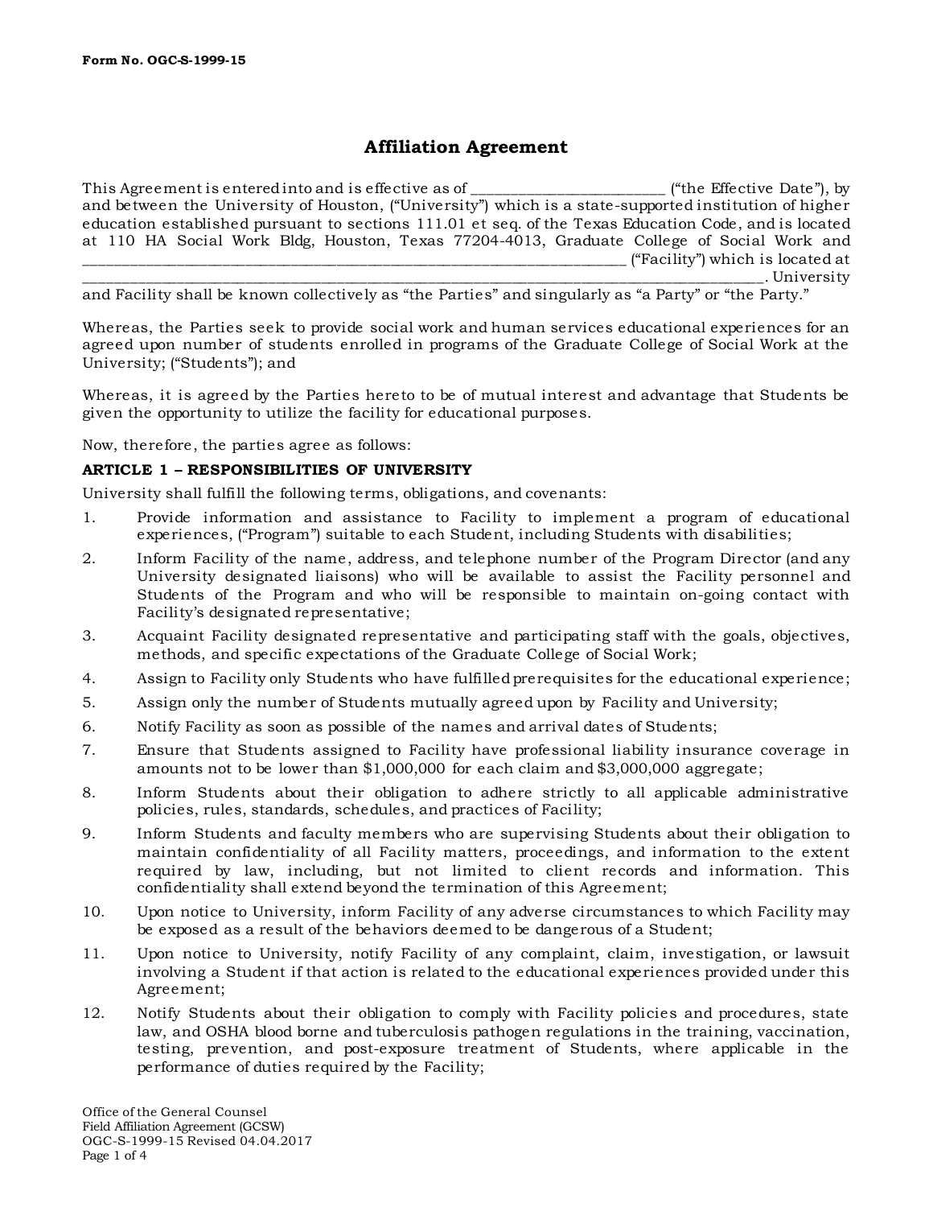Form No. OGC-S-1999-15

# Affiliation Agreement

This Agreement is entered into and is effective as of __________________________ ("the Effective Date"), by and between the University of Houston, ("University") which is a state-supported institution of higher education established pursuant to sections 111.01 et seq. of the Texas Education Code, and is located at 110 HA Social Work Bldg, Houston, Texas 77204-4013, Graduate College of Social Work and ____________________________________________________________________________ ("Facility") which is located at ______________________________________________________________________________________________. University and Facility shall be known collectively as "the Parties" and singularly as "a Party" or "the Party."

Whereas, the Parties seek to provide social work and human services educational experiences for an agreed upon number of students enrolled in programs of the Graduate College of Social Work at the University; ("Students"); and

Whereas, it is agreed by the Parties hereto to be of mutual interest and advantage that Students be given the opportunity to utilize the facility for educational purposes.

Now, therefore, the parties agree as follows:

**ARTICLE 1 – RESPONSIBILITIES OF UNIVERSITY**

University shall fulfill the following terms, obligations, and covenants:

1. Provide information and assistance to Facility to implement a program of educational experiences, ("Program") suitable to each Student, including Students with disabilities;
2. Inform Facility of the name, address, and telephone number of the Program Director (and any University designated liaisons) who will be available to assist the Facility personnel and Students of the Program and who will be responsible to maintain on-going contact with Facility's designated representative;
3. Acquaint Facility designated representative and participating staff with the goals, objectives, methods, and specific expectations of the Graduate College of Social Work;
4. Assign to Facility only Students who have fulfilled prerequisites for the educational experience;
5. Assign only the number of Students mutually agreed upon by Facility and University;
6. Notify Facility as soon as possible of the names and arrival dates of Students;
7. Ensure that Students assigned to Facility have professional liability insurance coverage in amounts not to be lower than $1,000,000 for each claim and $3,000,000 aggregate;
8. Inform Students about their obligation to adhere strictly to all applicable administrative policies, rules, standards, schedules, and practices of Facility;
9. Inform Students and faculty members who are supervising Students about their obligation to maintain confidentiality of all Facility matters, proceedings, and information to the extent required by law, including, but not limited to client records and information. This confidentiality shall extend beyond the termination of this Agreement;
10. Upon notice to University, inform Facility of any adverse circumstances to which Facility may be exposed as a result of the behaviors deemed to be dangerous of a Student;
11. Upon notice to University, notify Facility of any complaint, claim, investigation, or lawsuit involving a Student if that action is related to the educational experiences provided under this Agreement;
12. Notify Students about their obligation to comply with Facility policies and procedures, state law, and OSHA blood borne and tuberculosis pathogen regulations in the training, vaccination, testing, prevention, and post-exposure treatment of Students, where applicable in the performance of duties required by the Facility;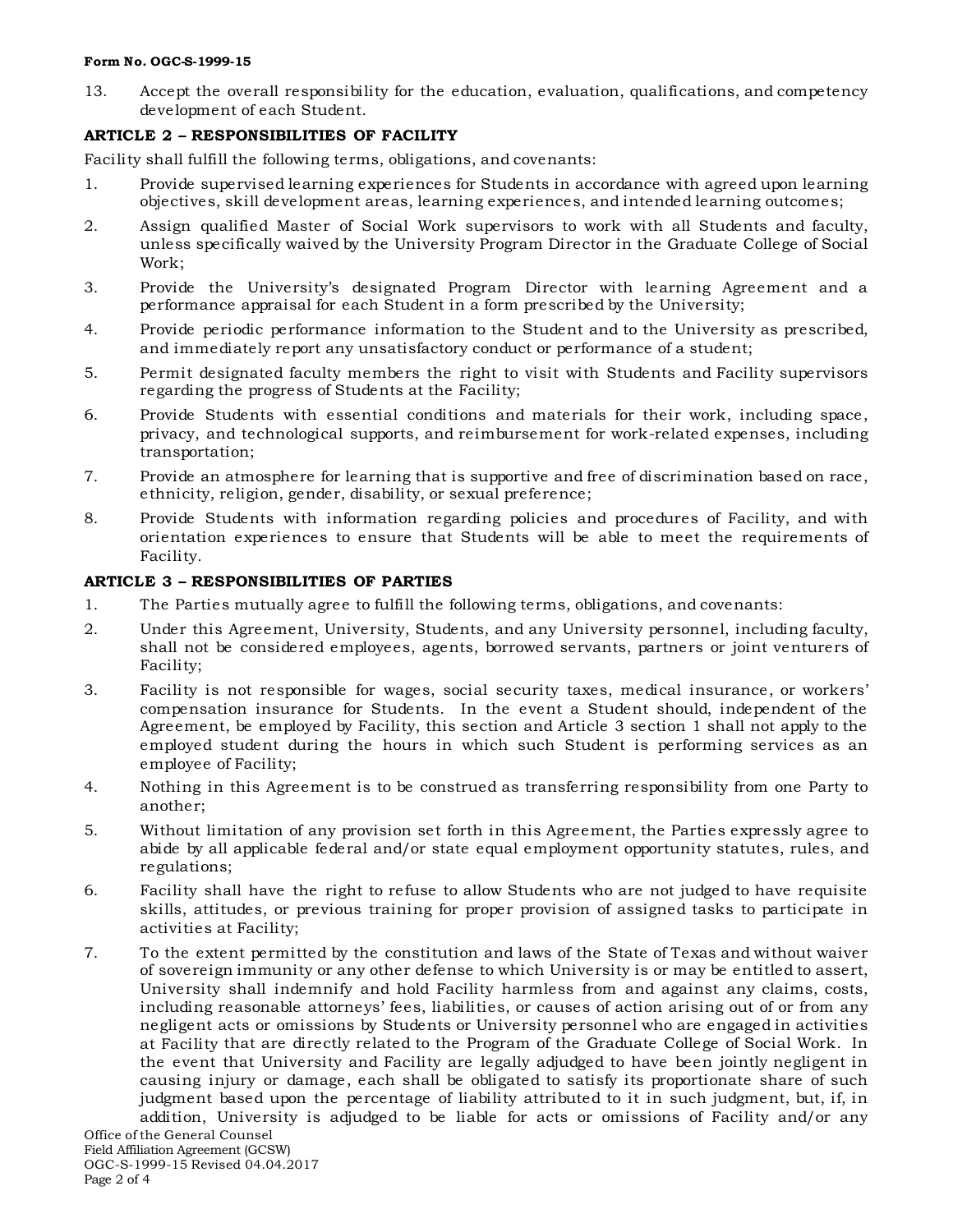13. Accept the overall responsibility for the education, evaluation, qualifications, and competency development of each Student.

**ARTICLE 2 – RESPONSIBILITIES OF FACILITY**

Facility shall fulfill the following terms, obligations, and covenants:

1. Provide supervised learning experiences for Students in accordance with agreed upon learning objectives, skill development areas, learning experiences, and intended learning outcomes;
2. Assign qualified Master of Social Work supervisors to work with all Students and faculty, unless specifically waived by the University Program Director in the Graduate College of Social Work;
3. Provide the University's designated Program Director with learning Agreement and a performance appraisal for each Student in a form prescribed by the University;
4. Provide periodic performance information to the Student and to the University as prescribed, and immediately report any unsatisfactory conduct or performance of a student;
5. Permit designated faculty members the right to visit with Students and Facility supervisors regarding the progress of Students at the Facility;
6. Provide Students with essential conditions and materials for their work, including space, privacy, and technological supports, and reimbursement for work-related expenses, including transportation;
7. Provide an atmosphere for learning that is supportive and free of discrimination based on race, ethnicity, religion, gender, disability, or sexual preference;
8. Provide Students with information regarding policies and procedures of Facility, and with orientation experiences to ensure that Students will be able to meet the requirements of Facility.

**ARTICLE 3 – RESPONSIBILITIES OF PARTIES**

1. The Parties mutually agree to fulfill the following terms, obligations, and covenants:
2. Under this Agreement, University, Students, and any University personnel, including faculty, shall not be considered employees, agents, borrowed servants, partners or joint venturers of Facility;
3. Facility is not responsible for wages, social security taxes, medical insurance, or workers' compensation insurance for Students. In the event a Student should, independent of the Agreement, be employed by Facility, this section and Article 3 section 1 shall not apply to the employed student during the hours in which such Student is performing services as an employee of Facility;
4. Nothing in this Agreement is to be construed as transferring responsibility from one Party to another;
5. Without limitation of any provision set forth in this Agreement, the Parties expressly agree to abide by all applicable federal and/or state equal employment opportunity statutes, rules, and regulations;
6. Facility shall have the right to refuse to allow Students who are not judged to have requisite skills, attitudes, or previous training for proper provision of assigned tasks to participate in activities at Facility;
7. To the extent permitted by the constitution and laws of the State of Texas and without waiver of sovereign immunity or any other defense to which University is or may be entitled to assert, University shall indemnify and hold Facility harmless from and against any claims, costs, including reasonable attorneys' fees, liabilities, or causes of action arising out of or from any negligent acts or omissions by Students or University personnel who are engaged in activities at Facility that are directly related to the Program of the Graduate College of Social Work. In the event that University and Facility are legally adjudged to have been jointly negligent in causing injury or damage, each shall be obligated to satisfy its proportionate share of such judgment based upon the percentage of liability attributed to it in such judgment, but, if, in addition, University is adjudged to be liable for acts or omissions of Facility and/or any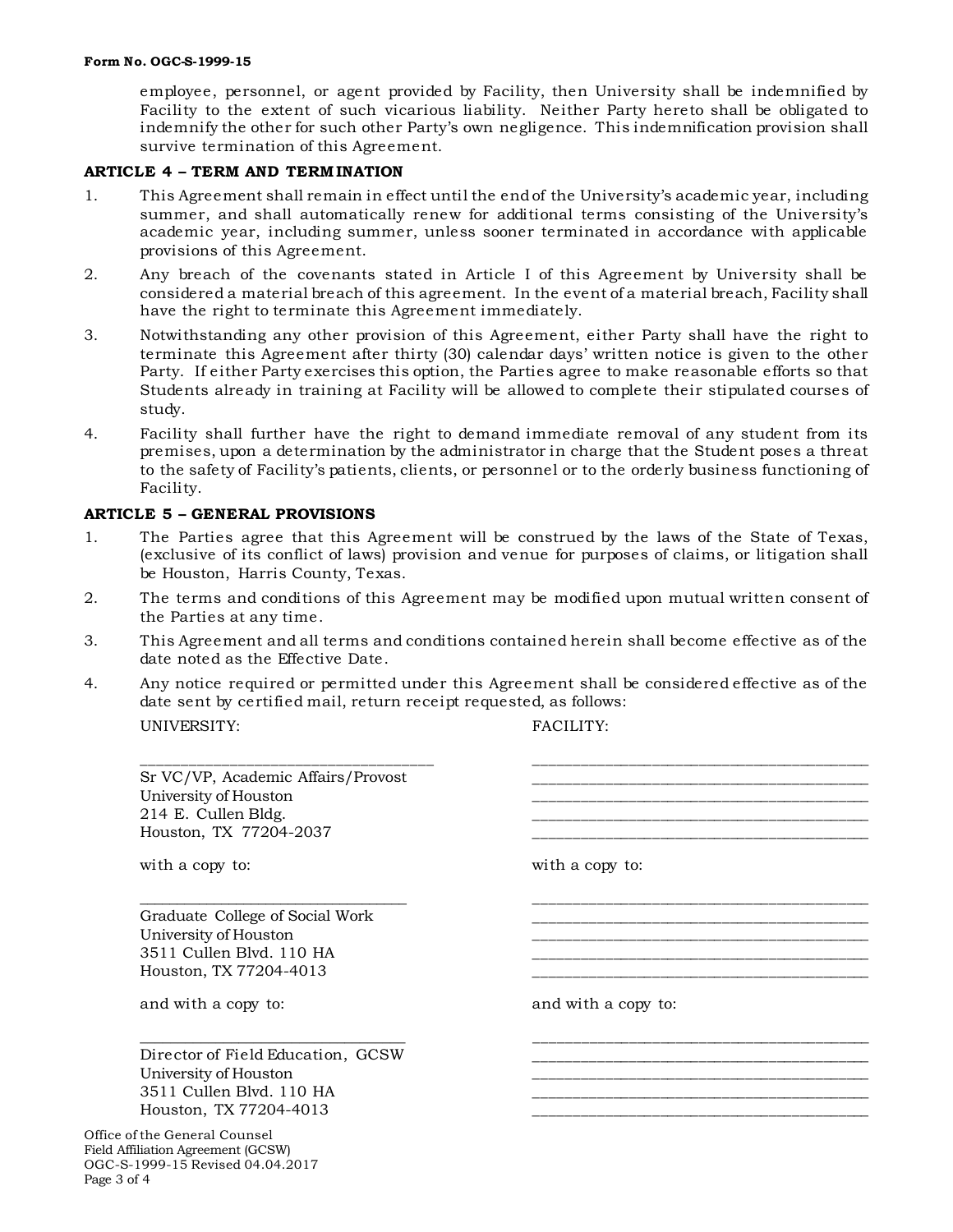employee, personnel, or agent provided by Facility, then University shall be indemnified by Facility to the extent of such vicarious liability. Neither Party hereto shall be obligated to indemnify the other for such other Party's own negligence. This indemnification provision shall survive termination of this Agreement.

**ARTICLE 4 – TERM AND TERMINATION**

1. This Agreement shall remain in effect until the end of the University's academic year, including summer, and shall automatically renew for additional terms consisting of the University's academic year, including summer, unless sooner terminated in accordance with applicable provisions of this Agreement.
2. Any breach of the covenants stated in Article I of this Agreement by University shall be considered a material breach of this agreement. In the event of a material breach, Facility shall have the right to terminate this Agreement immediately.
3. Notwithstanding any other provision of this Agreement, either Party shall have the right to terminate this Agreement after thirty (30) calendar days' written notice is given to the other Party. If either Party exercises this option, the Parties agree to make reasonable efforts so that Students already in training at Facility will be allowed to complete their stipulated courses of study.
4. Facility shall further have the right to demand immediate removal of any student from its premises, upon a determination by the administrator in charge that the Student poses a threat to the safety of Facility's patients, clients, or personnel or to the orderly business functioning of Facility.

**ARTICLE 5 – GENERAL PROVISIONS**

1. The Parties agree that this Agreement will be construed by the laws of the State of Texas, (exclusive of its conflict of laws) provision and venue for purposes of claims, or litigation shall be Houston, Harris County, Texas.
2. The terms and conditions of this Agreement may be modified upon mutual written consent of the Parties at any time.
3. This Agreement and all terms and conditions contained herein shall become effective as of the date noted as the Effective Date.
4. Any notice required or permitted under this Agreement shall be considered effective as of the date sent by certified mail, return receipt requested, as follows:

| UNIVERSITY: | FACILITY: |
|---|---|
| ____________________________________ | ________________________________________ |
| Sr VC/VP, Academic Affairs/Provost | ________________________________________ |
| University of Houston | ________________________________________ |
| 214 E. Cullen Bldg. | ________________________________________ |
| Houston, TX 77204-2037 | ________________________________________ |
| with a copy to: | with a copy to: |
| ____________________________________ | ________________________________________ |
| Graduate College of Social Work | ________________________________________ |
| University of Houston | ________________________________________ |
| 3511 Cullen Blvd. 110 HA | ________________________________________ |
| Houston, TX 77204-4013 | ________________________________________ |
| and with a copy to: | and with a copy to: |
| ____________________________________ | ________________________________________ |
| Director of Field Education, GCSW | ________________________________________ |
| University of Houston | ________________________________________ |
| 3511 Cullen Blvd. 110 HA | ________________________________________ |
| Houston, TX 77204-4013 | ________________________________________ |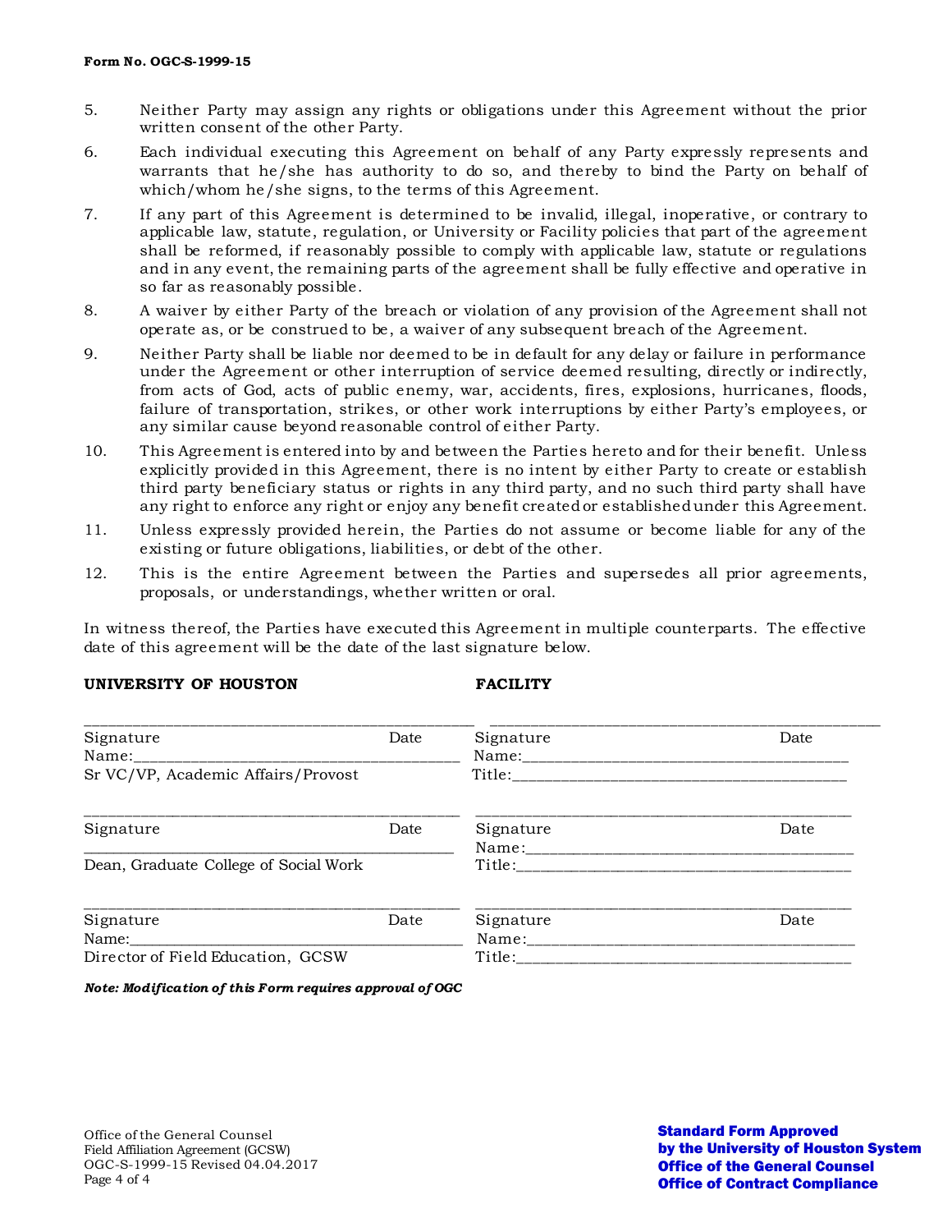5. Neither Party may assign any rights or obligations under this Agreement without the prior written consent of the other Party.
6. Each individual executing this Agreement on behalf of any Party expressly represents and warrants that he/she has authority to do so, and thereby to bind the Party on behalf of which/whom he/she signs, to the terms of this Agreement.
7. If any part of this Agreement is determined to be invalid, illegal, inoperative, or contrary to applicable law, statute, regulation, or University or Facility policies that part of the agreement shall be reformed, if reasonably possible to comply with applicable law, statute or regulations and in any event, the remaining parts of the agreement shall be fully effective and operative in so far as reasonably possible.
8. A waiver by either Party of the breach or violation of any provision of the Agreement shall not operate as, or be construed to be, a waiver of any subsequent breach of the Agreement.
9. Neither Party shall be liable nor deemed to be in default for any delay or failure in performance under the Agreement or other interruption of service deemed resulting, directly or indirectly, from acts of God, acts of public enemy, war, accidents, fires, explosions, hurricanes, floods, failure of transportation, strikes, or other work interruptions by either Party's employees, or any similar cause beyond reasonable control of either Party.
10. This Agreement is entered into by and between the Parties hereto and for their benefit. Unless explicitly provided in this Agreement, there is no intent by either Party to create or establish third party beneficiary status or rights in any third party, and no such third party shall have any right to enforce any right or enjoy any benefit created or established under this Agreement.
11. Unless expressly provided herein, the Parties do not assume or become liable for any of the existing or future obligations, liabilities, or debt of the other.
12. This is the entire Agreement between the Parties and supersedes all prior agreements, proposals, or understandings, whether written or oral.

In witness thereof, the Parties have executed this Agreement in multiple counterparts. The effective date of this agreement will be the date of the last signature below.

**UNIVERSITY OF HOUSTON**

_______________________________________________
Signature Date
Name:_________________________________________
Sr VC/VP, Academic Affairs/Provost

_______________________________________________
Signature Date
_______________________________________________
Dean, Graduate College of Social Work

_______________________________________________
Signature Date
Name:_________________________________________
Director of Field Education, GCSW

**FACILITY**

_______________________________________________
Signature Date
Name:_________________________________________
Title:__________________________________________

_______________________________________________
Signature Date
Name:_________________________________________
Title:__________________________________________

_______________________________________________
Signature Date
Name:_________________________________________
Title:__________________________________________

***Note: Modification of this Form requires approval of OGC***

Office of the General Counsel
Field Affiliation Agreement (GCSW)
OGC-S-1999-15 Revised 04.04.2017

**Standard Form Approved by the University of Houston System Office of the General Counsel Office of Contract Compliance**